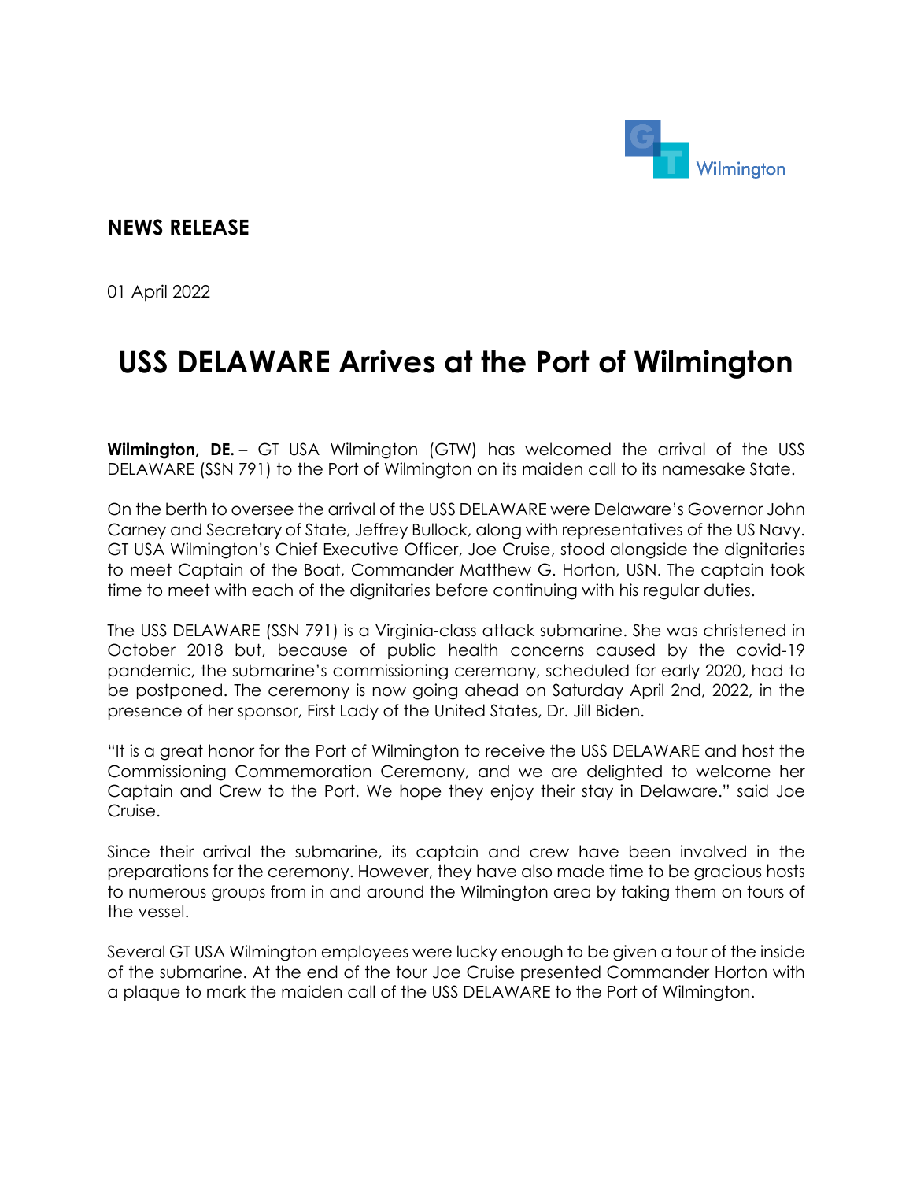Wilmington

**NEWS RELEASE**

01 April 2022

# USS DELAWARE Arrives at the Port of Wilmington

**Wilmington, DE.** – GT USA Wilmington (GTW) has welcomed the arrival of the USS DELAWARE (SSN 791) to the Port of Wilmington on its maiden call to its namesake State.

On the berth to oversee the arrival of the USS DELAWARE were Delaware's Governor John Carney and Secretary of State, Jeffrey Bullock, along with representatives of the US Navy. GT USA Wilmington's Chief Executive Officer, Joe Cruise, stood alongside the dignitaries to meet Captain of the Boat, Commander Matthew G. Horton, USN. The captain took time to meet with each of the dignitaries before continuing with his regular duties.

The USS DELAWARE (SSN 791) is a Virginia-class attack submarine. She was christened in October 2018 but, because of public health concerns caused by the covid-19 pandemic, the submarine's commissioning ceremony, scheduled for early 2020, had to be postponed. The ceremony is now going ahead on Saturday April 2nd, 2022, in the presence of her sponsor, First Lady of the United States, Dr. Jill Biden.

"It is a great honor for the Port of Wilmington to receive the USS DELAWARE and host the Commissioning Commemoration Ceremony, and we are delighted to welcome her Captain and Crew to the Port. We hope they enjoy their stay in Delaware." said Joe Cruise.

Since their arrival the submarine, its captain and crew have been involved in the preparations for the ceremony. However, they have also made time to be gracious hosts to numerous groups from in and around the Wilmington area by taking them on tours of the vessel.

Several GT USA Wilmington employees were lucky enough to be given a tour of the inside of the submarine. At the end of the tour Joe Cruise presented Commander Horton with a plaque to mark the maiden call of the USS DELAWARE to the Port of Wilmington.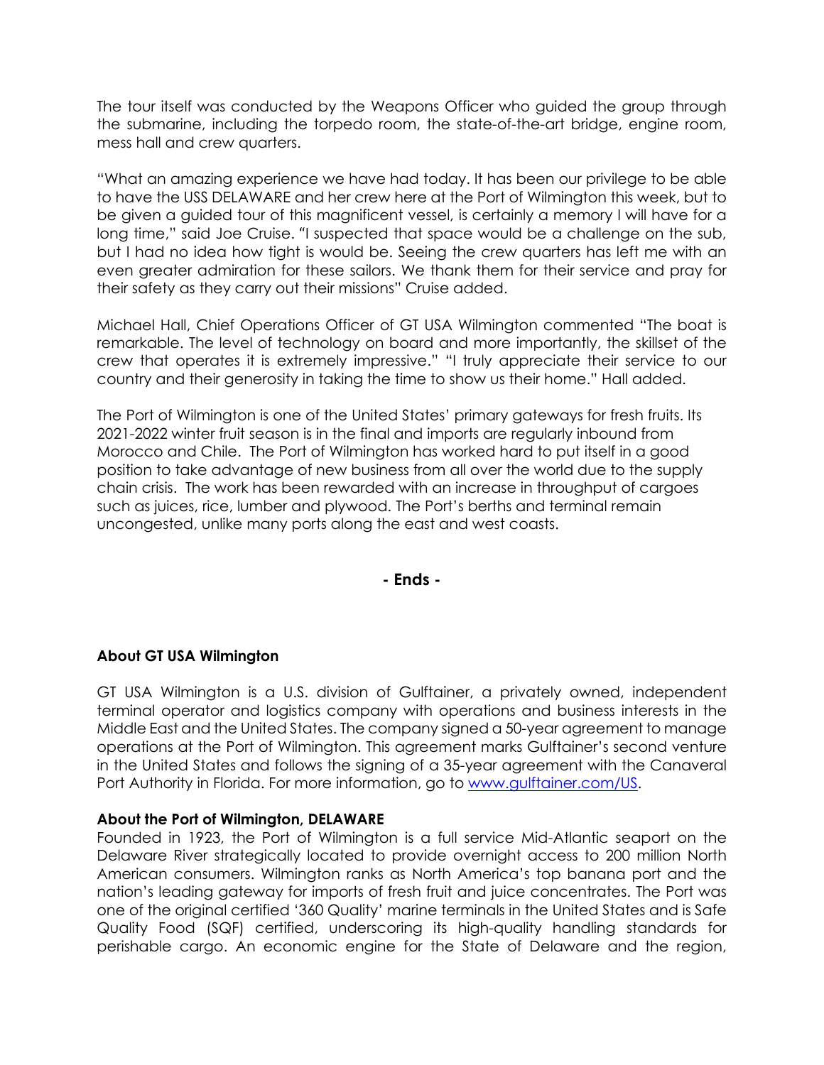The tour itself was conducted by the Weapons Officer who guided the group through the submarine, including the torpedo room, the state-of-the-art bridge, engine room, mess hall and crew quarters.

"What an amazing experience we have had today. It has been our privilege to be able to have the USS DELAWARE and her crew here at the Port of Wilmington this week, but to be given a guided tour of this magnificent vessel, is certainly a memory I will have for a long time," said Joe Cruise. "I suspected that space would be a challenge on the sub, but I had no idea how tight is would be. Seeing the crew quarters has left me with an even greater admiration for these sailors. We thank them for their service and pray for their safety as they carry out their missions" Cruise added.

Michael Hall, Chief Operations Officer of GT USA Wilmington commented "The boat is remarkable. The level of technology on board and more importantly, the skillset of the crew that operates it is extremely impressive." "I truly appreciate their service to our country and their generosity in taking the time to show us their home." Hall added.

The Port of Wilmington is one of the United States' primary gateways for fresh fruits. Its 2021-2022 winter fruit season is in the final and imports are regularly inbound from Morocco and Chile. The Port of Wilmington has worked hard to put itself in a good position to take advantage of new business from all over the world due to the supply chain crisis. The work has been rewarded with an increase in throughput of cargoes such as juices, rice, lumber and plywood. The Port's berths and terminal remain uncongested, unlike many ports along the east and west coasts.

**- Ends -**

**About GT USA Wilmington**

GT USA Wilmington is a U.S. division of Gulftainer, a privately owned, independent terminal operator and logistics company with operations and business interests in the Middle East and the United States. The company signed a 50-year agreement to manage operations at the Port of Wilmington. This agreement marks Gulftainer's second venture in the United States and follows the signing of a 35-year agreement with the Canaveral Port Authority in Florida. For more information, go to [www.gulftainer.com/US](www.gulftainer.com/US).

**About the Port of Wilmington, DELAWARE**

Founded in 1923, the Port of Wilmington is a full service Mid-Atlantic seaport on the Delaware River strategically located to provide overnight access to 200 million North American consumers. Wilmington ranks as North America's top banana port and the nation's leading gateway for imports of fresh fruit and juice concentrates. The Port was one of the original certified '360 Quality' marine terminals in the United States and is Safe Quality Food (SQF) certified, underscoring its high-quality handling standards for perishable cargo. An economic engine for the State of Delaware and the region,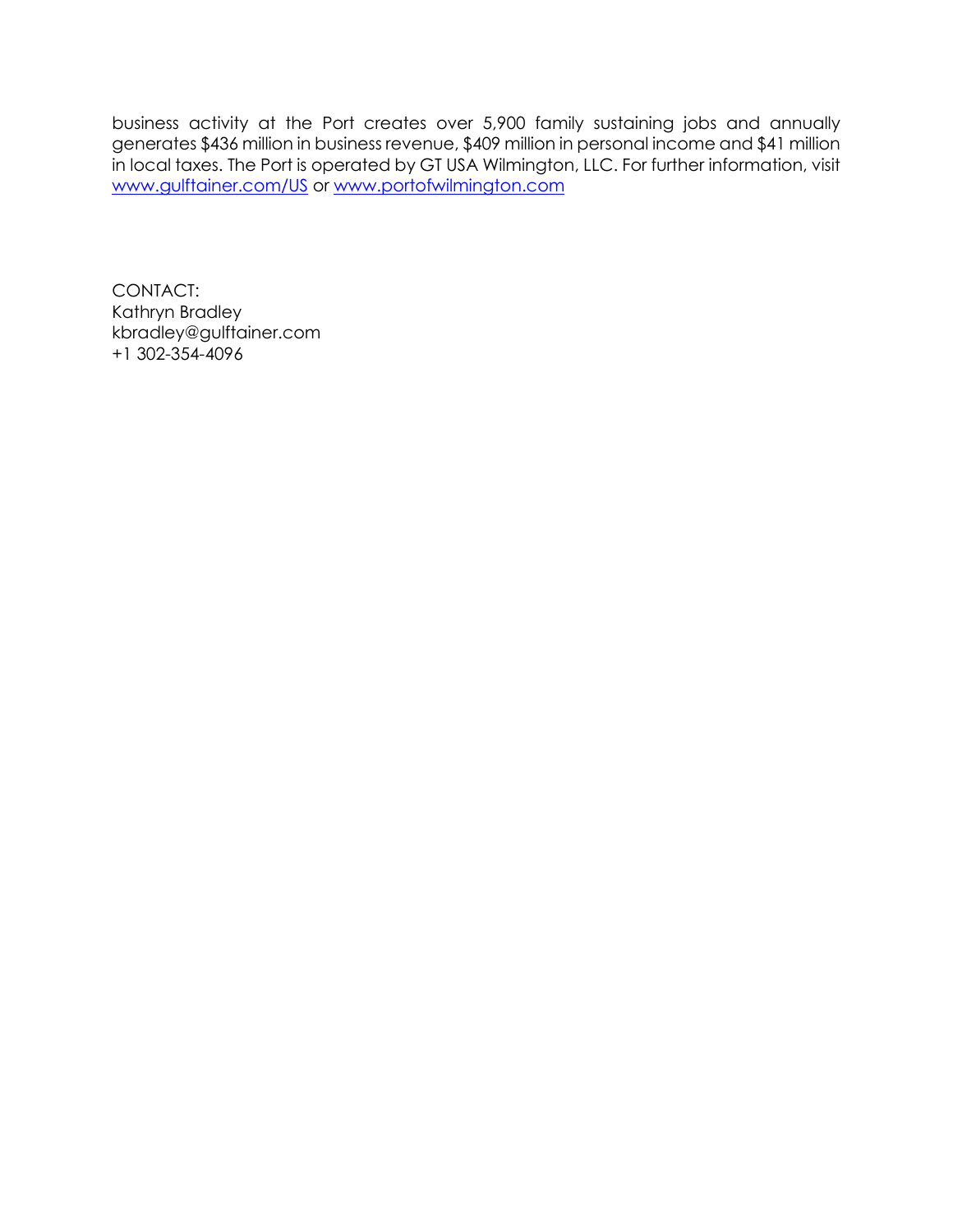business activity at the Port creates over 5,900 family sustaining jobs and annually generates $436 million in business revenue, $409 million in personal income and $41 million in local taxes. The Port is operated by GT USA Wilmington, LLC. For further information, visit [www.gulftainer.com/US](www.gulftainer.com/US) or [www.portofwilmington.com](www.portofwilmington.com)

CONTACT:
Kathryn Bradley
kbradley@gulftainer.com
+1 302-354-4096